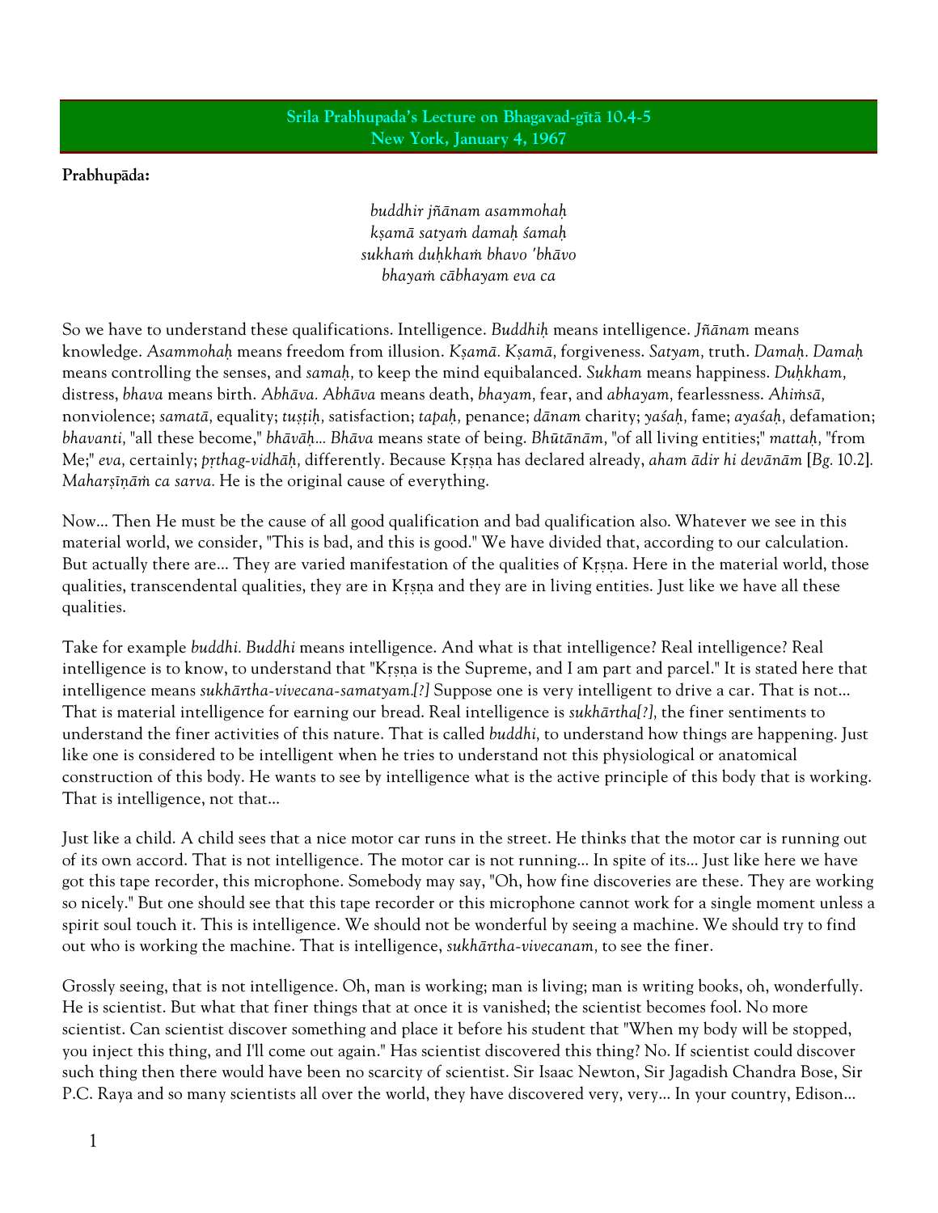## Srila Prabhupada's Lecture on Bhagavad-gītā 10.4-5
## New York, January 4, 1967

**Prabhupāda:**

*buddhir jñānam asammohaḥ*
*kṣamā satyaṁ damaḥ śamaḥ*
*sukhaṁ duḥkhaṁ bhavo 'bhāvo*
*bhayaṁ cābhayam eva ca*

So we have to understand these qualifications. Intelligence. *Buddhiḥ* means intelligence. *Jñānam* means knowledge. *Asammohaḥ* means freedom from illusion. *Kṣamā. Kṣamā,* forgiveness. *Satyam,* truth. *Damaḥ. Damaḥ* means controlling the senses, and *samaḥ,* to keep the mind equibalanced. *Sukham* means happiness. *Duḥkham,* distress, *bhava* means birth. *Abhāva. Abhāva* means death, *bhayam,* fear, and *abhayam,* fearlessness. *Ahiṁsā,* nonviolence; *samatā,* equality; *tuṣṭiḥ,* satisfaction; *tapaḥ,* penance; *dānam* charity; *yaśaḥ,* fame; *ayaśaḥ,* defamation; *bhavanti,* "all these become," *bhāvāḥ... Bhāva* means state of being. *Bhūtānām,* "of all living entities;" *mattaḥ,* "from Me;" *eva,* certainly; *pṛthag-vidhāḥ,* differently. Because Kṛṣṇa has declared already, *aham ādir hi devānām* [*Bg.* 10.2]. *Maharṣīṇāṁ ca sarva.* He is the original cause of everything.

Now... Then He must be the cause of all good qualification and bad qualification also. Whatever we see in this material world, we consider, "This is bad, and this is good." We have divided that, according to our calculation. But actually there are... They are varied manifestation of the qualities of Kṛṣṇa. Here in the material world, those qualities, transcendental qualities, they are in Kṛṣṇa and they are in living entities. Just like we have all these qualities.

Take for example *buddhi. Buddhi* means intelligence. And what is that intelligence? Real intelligence? Real intelligence is to know, to understand that "Kṛṣṇa is the Supreme, and I am part and parcel." It is stated here that intelligence means *sukhārtha-vivecana-samatyam.[?]* Suppose one is very intelligent to drive a car. That is not... That is material intelligence for earning our bread. Real intelligence is *sukhārtha[?],* the finer sentiments to understand the finer activities of this nature. That is called *buddhi,* to understand how things are happening. Just like one is considered to be intelligent when he tries to understand not this physiological or anatomical construction of this body. He wants to see by intelligence what is the active principle of this body that is working. That is intelligence, not that...

Just like a child. A child sees that a nice motor car runs in the street. He thinks that the motor car is running out of its own accord. That is not intelligence. The motor car is not running... In spite of its... Just like here we have got this tape recorder, this microphone. Somebody may say, "Oh, how fine discoveries are these. They are working so nicely." But one should see that this tape recorder or this microphone cannot work for a single moment unless a spirit soul touch it. This is intelligence. We should not be wonderful by seeing a machine. We should try to find out who is working the machine. That is intelligence, *sukhārtha-vivecanam,* to see the finer.

Grossly seeing, that is not intelligence. Oh, man is working; man is living; man is writing books, oh, wonderfully. He is scientist. But what that finer things that at once it is vanished; the scientist becomes fool. No more scientist. Can scientist discover something and place it before his student that "When my body will be stopped, you inject this thing, and I'll come out again." Has scientist discovered this thing? No. If scientist could discover such thing then there would have been no scarcity of scientist. Sir Isaac Newton, Sir Jagadish Chandra Bose, Sir P.C. Raya and so many scientists all over the world, they have discovered very, very... In your country, Edison...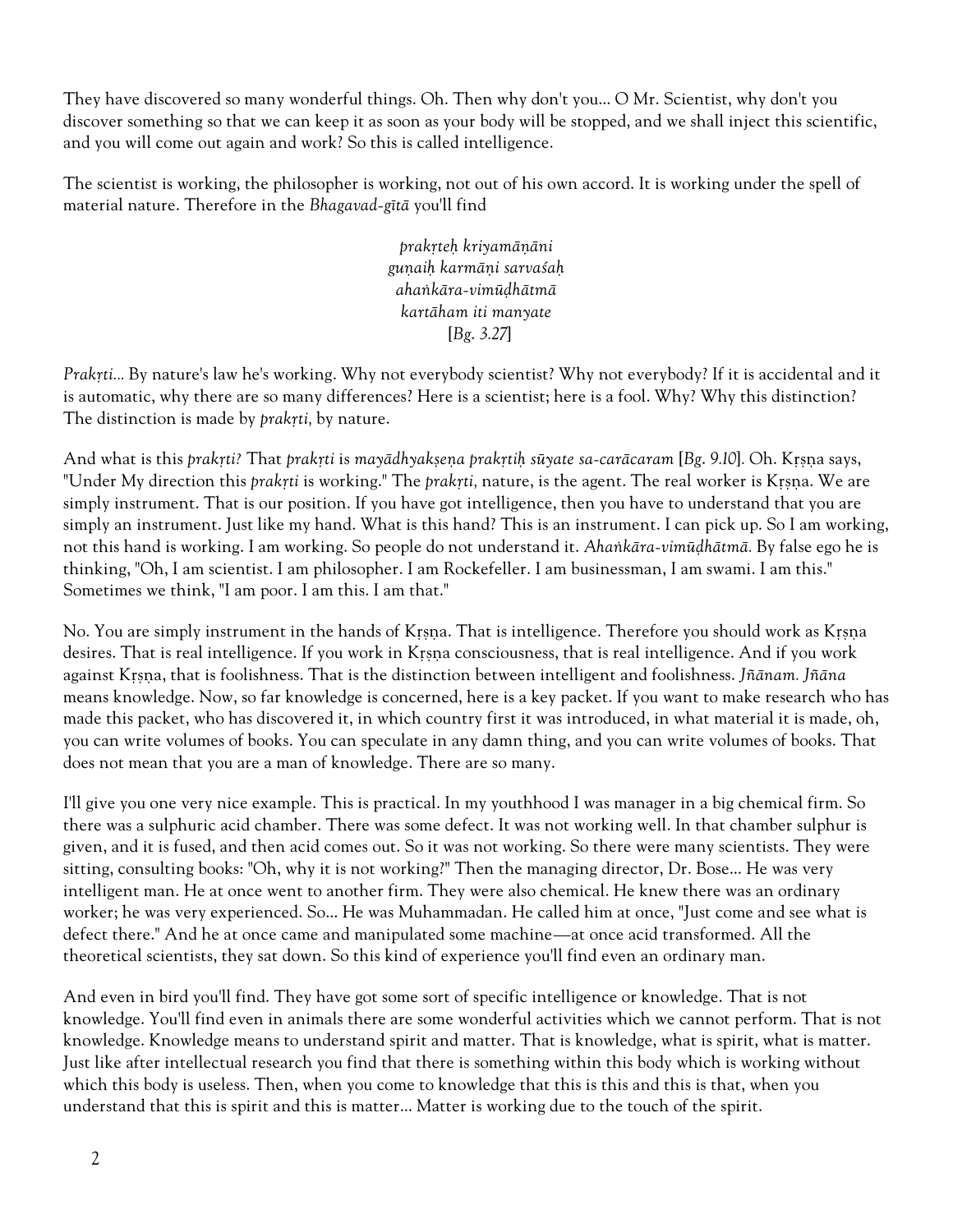They have discovered so many wonderful things. Oh. Then why don't you... O Mr. Scientist, why don't you discover something so that we can keep it as soon as your body will be stopped, and we shall inject this scientific, and you will come out again and work? So this is called intelligence.

The scientist is working, the philosopher is working, not out of his own accord. It is working under the spell of material nature. Therefore in the *Bhagavad-gītā* you'll find

> *prakṛteḥ kriyamāṇāni*
> *guṇaiḥ karmāṇi sarvaśaḥ*
> *ahaṅkāra-vimūḍhātmā*
> *kartāham iti manyate*
> [*Bg.* 3.27]

*Prakṛti...* By nature's law he's working. Why not everybody scientist? Why not everybody? If it is accidental and it is automatic, why there are so many differences? Here is a scientist; here is a fool. Why? Why this distinction? The distinction is made by *prakṛti,* by nature.

And what is this *prakṛti?* That *prakṛti* is *mayādhyakṣeṇa prakṛtiḥ sūyate sa-carācaram* [*Bg.* 9.10]. Oh. Kṛṣṇa says, "Under My direction this *prakṛti* is working." The *prakṛti,* nature, is the agent. The real worker is Kṛṣṇa. We are simply instrument. That is our position. If you have got intelligence, then you have to understand that you are simply an instrument. Just like my hand. What is this hand? This is an instrument. I can pick up. So I am working, not this hand is working. I am working. So people do not understand it. *Ahaṅkāra-vimūḍhātmā.* By false ego he is thinking, "Oh, I am scientist. I am philosopher. I am Rockefeller. I am businessman, I am swami. I am this." Sometimes we think, "I am poor. I am this. I am that."

No. You are simply instrument in the hands of Kṛṣṇa. That is intelligence. Therefore you should work as Kṛṣṇa desires. That is real intelligence. If you work in Kṛṣṇa consciousness, that is real intelligence. And if you work against Kṛṣṇa, that is foolishness. That is the distinction between intelligent and foolishness. *Jñānam. Jñāna* means knowledge. Now, so far knowledge is concerned, here is a key packet. If you want to make research who has made this packet, who has discovered it, in which country first it was introduced, in what material it is made, oh, you can write volumes of books. You can speculate in any damn thing, and you can write volumes of books. That does not mean that you are a man of knowledge. There are so many.

I'll give you one very nice example. This is practical. In my youthhood I was manager in a big chemical firm. So there was a sulphuric acid chamber. There was some defect. It was not working well. In that chamber sulphur is given, and it is fused, and then acid comes out. So it was not working. So there were many scientists. They were sitting, consulting books: "Oh, why it is not working?" Then the managing director, Dr. Bose... He was very intelligent man. He at once went to another firm. They were also chemical. He knew there was an ordinary worker; he was very experienced. So... He was Muhammadan. He called him at once, "Just come and see what is defect there." And he at once came and manipulated some machine—at once acid transformed. All the theoretical scientists, they sat down. So this kind of experience you'll find even an ordinary man.

And even in bird you'll find. They have got some sort of specific intelligence or knowledge. That is not knowledge. You'll find even in animals there are some wonderful activities which we cannot perform. That is not knowledge. Knowledge means to understand spirit and matter. That is knowledge, what is spirit, what is matter. Just like after intellectual research you find that there is something within this body which is working without which this body is useless. Then, when you come to knowledge that this is this and this is that, when you understand that this is spirit and this is matter... Matter is working due to the touch of the spirit.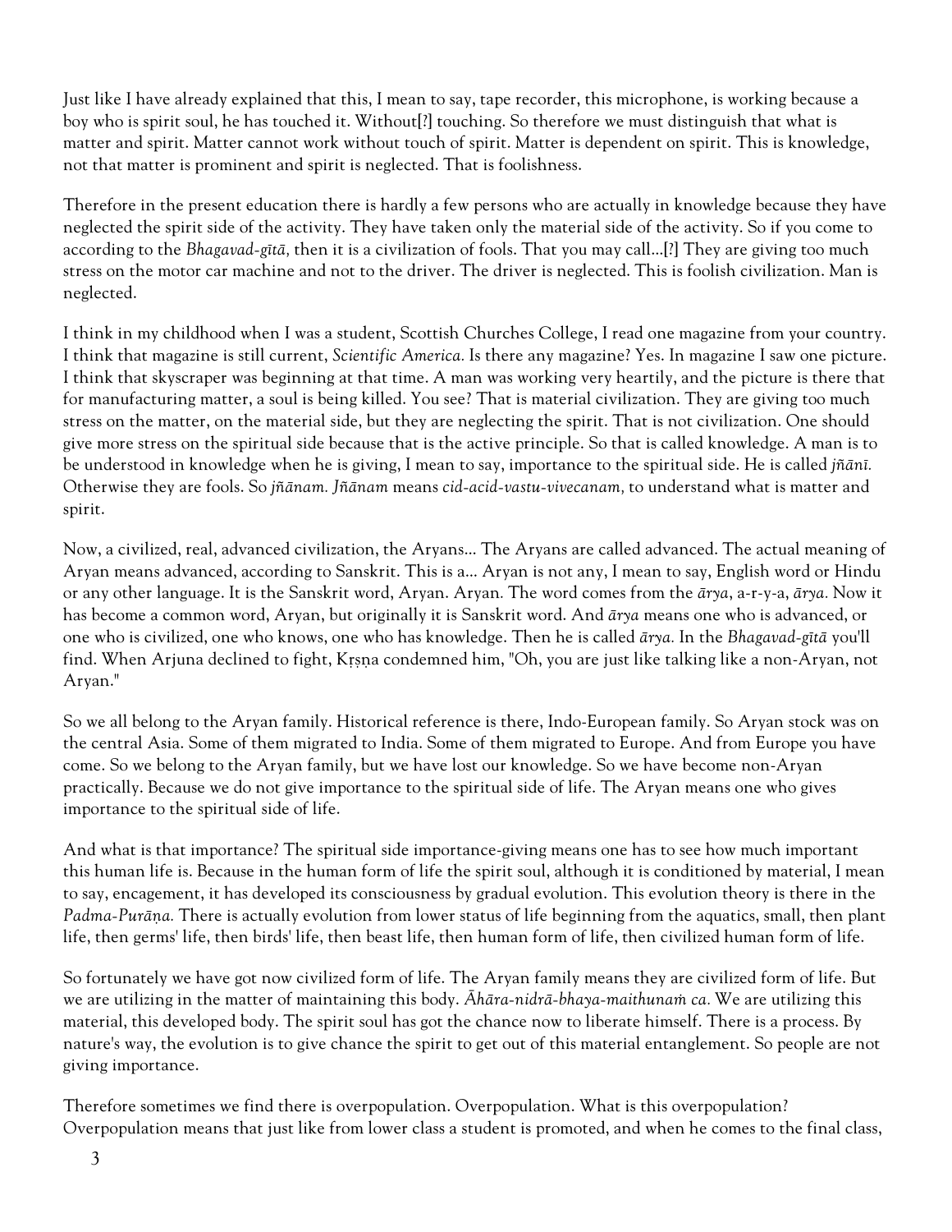Just like I have already explained that this, I mean to say, tape recorder, this microphone, is working because a boy who is spirit soul, he has touched it. Without[?] touching. So therefore we must distinguish that what is matter and spirit. Matter cannot work without touch of spirit. Matter is dependent on spirit. This is knowledge, not that matter is prominent and spirit is neglected. That is foolishness.

Therefore in the present education there is hardly a few persons who are actually in knowledge because they have neglected the spirit side of the activity. They have taken only the material side of the activity. So if you come to according to the *Bhagavad-gītā,* then it is a civilization of fools. That you may call...[?] They are giving too much stress on the motor car machine and not to the driver. The driver is neglected. This is foolish civilization. Man is neglected.

I think in my childhood when I was a student, Scottish Churches College, I read one magazine from your country. I think that magazine is still current, *Scientific America.* Is there any magazine? Yes. In magazine I saw one picture. I think that skyscraper was beginning at that time. A man was working very heartily, and the picture is there that for manufacturing matter, a soul is being killed. You see? That is material civilization. They are giving too much stress on the matter, on the material side, but they are neglecting the spirit. That is not civilization. One should give more stress on the spiritual side because that is the active principle. So that is called knowledge. A man is to be understood in knowledge when he is giving, I mean to say, importance to the spiritual side. He is called *jñānī.* Otherwise they are fools. So *jñānam. Jñānam* means *cid-acid-vastu-vivecanam,* to understand what is matter and spirit.

Now, a civilized, real, advanced civilization, the Aryans... The Aryans are called advanced. The actual meaning of Aryan means advanced, according to Sanskrit. This is a... Aryan is not any, I mean to say, English word or Hindu or any other language. It is the Sanskrit word, Aryan. Aryan. The word comes from the *ārya*, a-r-y-a, *ārya.* Now it has become a common word, Aryan, but originally it is Sanskrit word. And *ārya* means one who is advanced, or one who is civilized, one who knows, one who has knowledge. Then he is called *ārya.* In the *Bhagavad-gītā* you'll find. When Arjuna declined to fight, Kṛṣṇa condemned him, "Oh, you are just like talking like a non-Aryan, not Aryan."

So we all belong to the Aryan family. Historical reference is there, Indo-European family. So Aryan stock was on the central Asia. Some of them migrated to India. Some of them migrated to Europe. And from Europe you have come. So we belong to the Aryan family, but we have lost our knowledge. So we have become non-Aryan practically. Because we do not give importance to the spiritual side of life. The Aryan means one who gives importance to the spiritual side of life.

And what is that importance? The spiritual side importance-giving means one has to see how much important this human life is. Because in the human form of life the spirit soul, although it is conditioned by material, I mean to say, encagement, it has developed its consciousness by gradual evolution. This evolution theory is there in the *Padma-Purāṇa.* There is actually evolution from lower status of life beginning from the aquatics, small, then plant life, then germs' life, then birds' life, then beast life, then human form of life, then civilized human form of life.

So fortunately we have got now civilized form of life. The Aryan family means they are civilized form of life. But we are utilizing in the matter of maintaining this body. *Āhāra-nidrā-bhaya-maithunaṁ ca.* We are utilizing this material, this developed body. The spirit soul has got the chance now to liberate himself. There is a process. By nature's way, the evolution is to give chance the spirit to get out of this material entanglement. So people are not giving importance.

Therefore sometimes we find there is overpopulation. Overpopulation. What is this overpopulation? Overpopulation means that just like from lower class a student is promoted, and when he comes to the final class,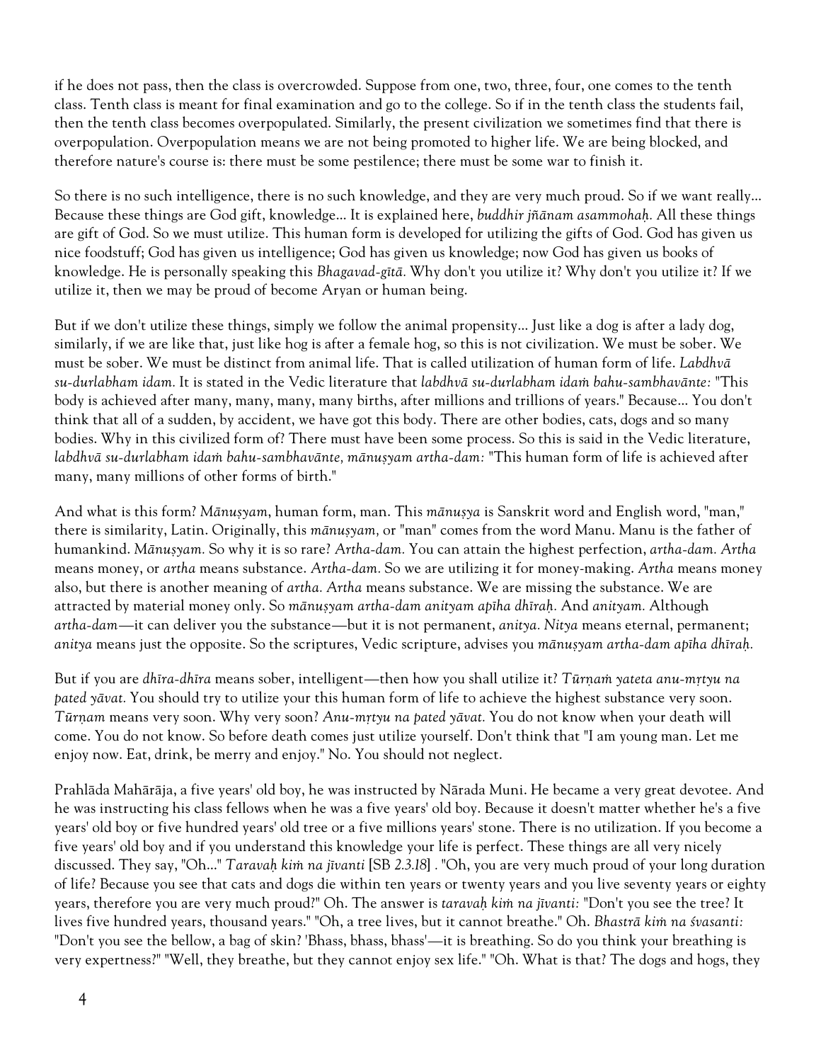if he does not pass, then the class is overcrowded. Suppose from one, two, three, four, one comes to the tenth class. Tenth class is meant for final examination and go to the college. So if in the tenth class the students fail, then the tenth class becomes overpopulated. Similarly, the present civilization we sometimes find that there is overpopulation. Overpopulation means we are not being promoted to higher life. We are being blocked, and therefore nature's course is: there must be some pestilence; there must be some war to finish it.

So there is no such intelligence, there is no such knowledge, and they are very much proud. So if we want really... Because these things are God gift, knowledge... It is explained here, *buddhir jñānam asammohaḥ.* All these things are gift of God. So we must utilize. This human form is developed for utilizing the gifts of God. God has given us nice foodstuff; God has given us intelligence; God has given us knowledge; now God has given us books of knowledge. He is personally speaking this *Bhagavad-gītā.* Why don't you utilize it? Why don't you utilize it? If we utilize it, then we may be proud of become Aryan or human being.

But if we don't utilize these things, simply we follow the animal propensity... Just like a dog is after a lady dog, similarly, if we are like that, just like hog is after a female hog, so this is not civilization. We must be sober. We must be sober. We must be distinct from animal life. That is called utilization of human form of life. *Labdhvā su-durlabham idam.* It is stated in the Vedic literature that *labdhvā su-durlabham idaṁ bahu-sambhavānte:* "This body is achieved after many, many, many, many births, after millions and trillions of years." Because... You don't think that all of a sudden, by accident, we have got this body. There are other bodies, cats, dogs and so many bodies. Why in this civilized form of? There must have been some process. So this is said in the Vedic literature, *labdhvā su-durlabham idaṁ bahu-sambhavānte, mānuṣyam artha-dam:* "This human form of life is achieved after many, many millions of other forms of birth."

And what is this form? *Mānuṣyam*, human form, man. This *mānuṣya* is Sanskrit word and English word, "man," there is similarity, Latin. Originally, this *mānuṣyam,* or "man" comes from the word Manu. Manu is the father of humankind. *Mānuṣyam.* So why it is so rare? *Artha-dam.* You can attain the highest perfection, *artha-dam. Artha* means money, or *artha* means substance. *Artha-dam.* So we are utilizing it for money-making. *Artha* means money also, but there is another meaning of *artha. Artha* means substance. We are missing the substance. We are attracted by material money only. So *mānuṣyam artha-dam anityam apīha dhīraḥ.* And *anityam.* Although *artha-dam*—it can deliver you the substance—but it is not permanent, *anitya. Nitya* means eternal, permanent; *anitya* means just the opposite. So the scriptures, Vedic scripture, advises you *mānuṣyam artha-dam apīha dhīraḥ.*

But if you are *dhīra-dhīra* means sober, intelligent—then how you shall utilize it? *Tūrṇaṁ yateta anu-mṛtyu na pated yāvat.* You should try to utilize your this human form of life to achieve the highest substance very soon. *Tūrṇam* means very soon. Why very soon? *Anu-mṛtyu na pated yāvat.* You do not know when your death will come. You do not know. So before death comes just utilize yourself. Don't think that "I am young man. Let me enjoy now. Eat, drink, be merry and enjoy." No. You should not neglect.

Prahlāda Mahārāja, a five years' old boy, he was instructed by Nārada Muni. He became a very great devotee. And he was instructing his class fellows when he was a five years' old boy. Because it doesn't matter whether he's a five years' old boy or five hundred years' old tree or a five millions years' stone. There is no utilization. If you become a five years' old boy and if you understand this knowledge your life is perfect. These things are all very nicely discussed. They say, "Oh..." *Taravaḥ kiṁ na jīvanti* [SB 2.3.18] . "Oh, you are very much proud of your long duration of life? Because you see that cats and dogs die within ten years or twenty years and you live seventy years or eighty years, therefore you are very much proud?" Oh. The answer is *taravaḥ kiṁ na jīvanti:* "Don't you see the tree? It lives five hundred years, thousand years." "Oh, a tree lives, but it cannot breathe." Oh. *Bhastrā kiṁ na śvasanti:* "Don't you see the bellow, a bag of skin? 'Bhass, bhass, bhass'—it is breathing. So do you think your breathing is very expertness?" "Well, they breathe, but they cannot enjoy sex life." "Oh. What is that? The dogs and hogs, they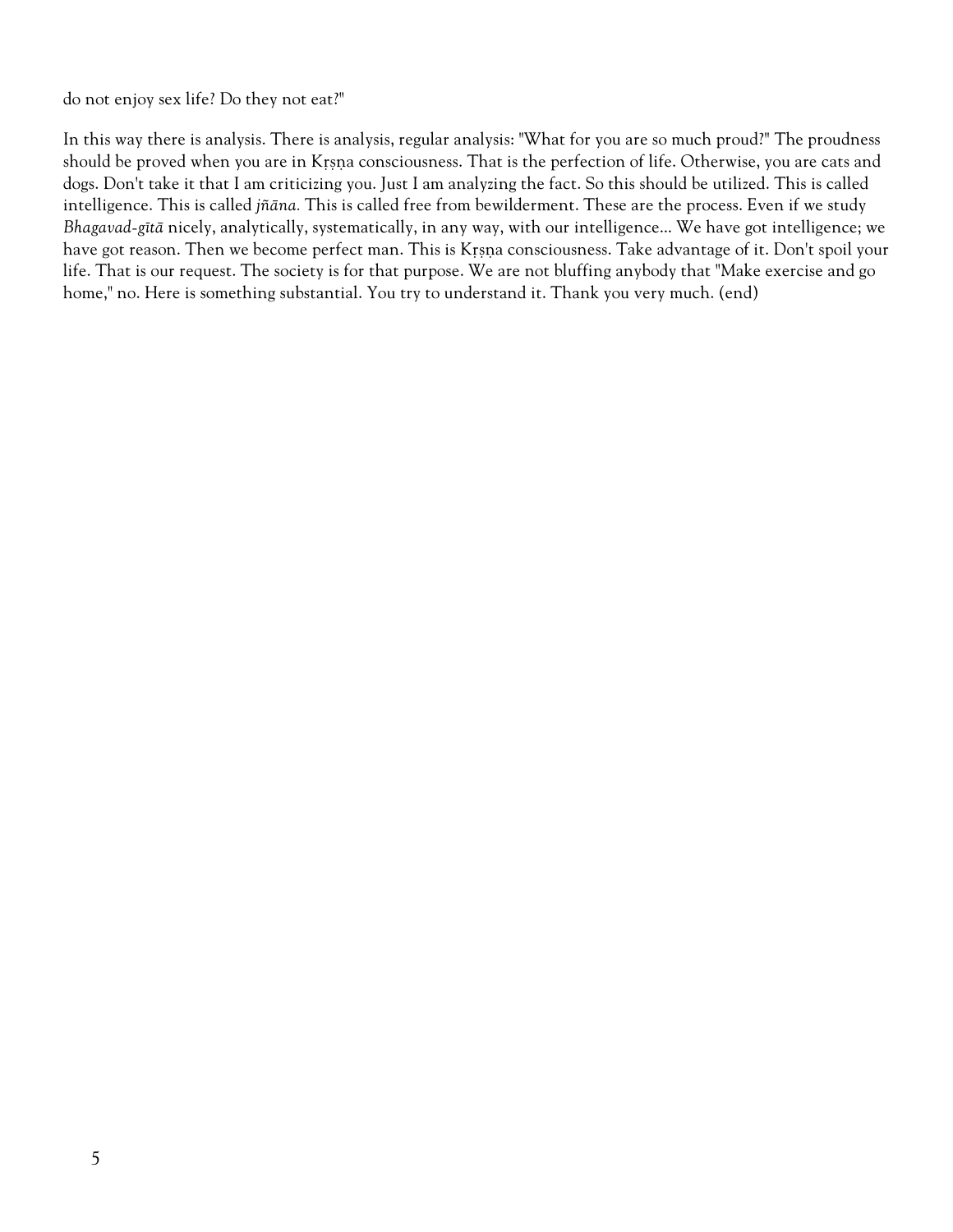do not enjoy sex life? Do they not eat?"

In this way there is analysis. There is analysis, regular analysis: "What for you are so much proud?" The proudness should be proved when you are in Kṛṣṇa consciousness. That is the perfection of life. Otherwise, you are cats and dogs. Don't take it that I am criticizing you. Just I am analyzing the fact. So this should be utilized. This is called intelligence. This is called *jñāna.* This is called free from bewilderment. These are the process. Even if we study *Bhagavad-gītā* nicely, analytically, systematically, in any way, with our intelligence... We have got intelligence; we have got reason. Then we become perfect man. This is Kṛṣṇa consciousness. Take advantage of it. Don't spoil your life. That is our request. The society is for that purpose. We are not bluffing anybody that "Make exercise and go home," no. Here is something substantial. You try to understand it. Thank you very much. (end)